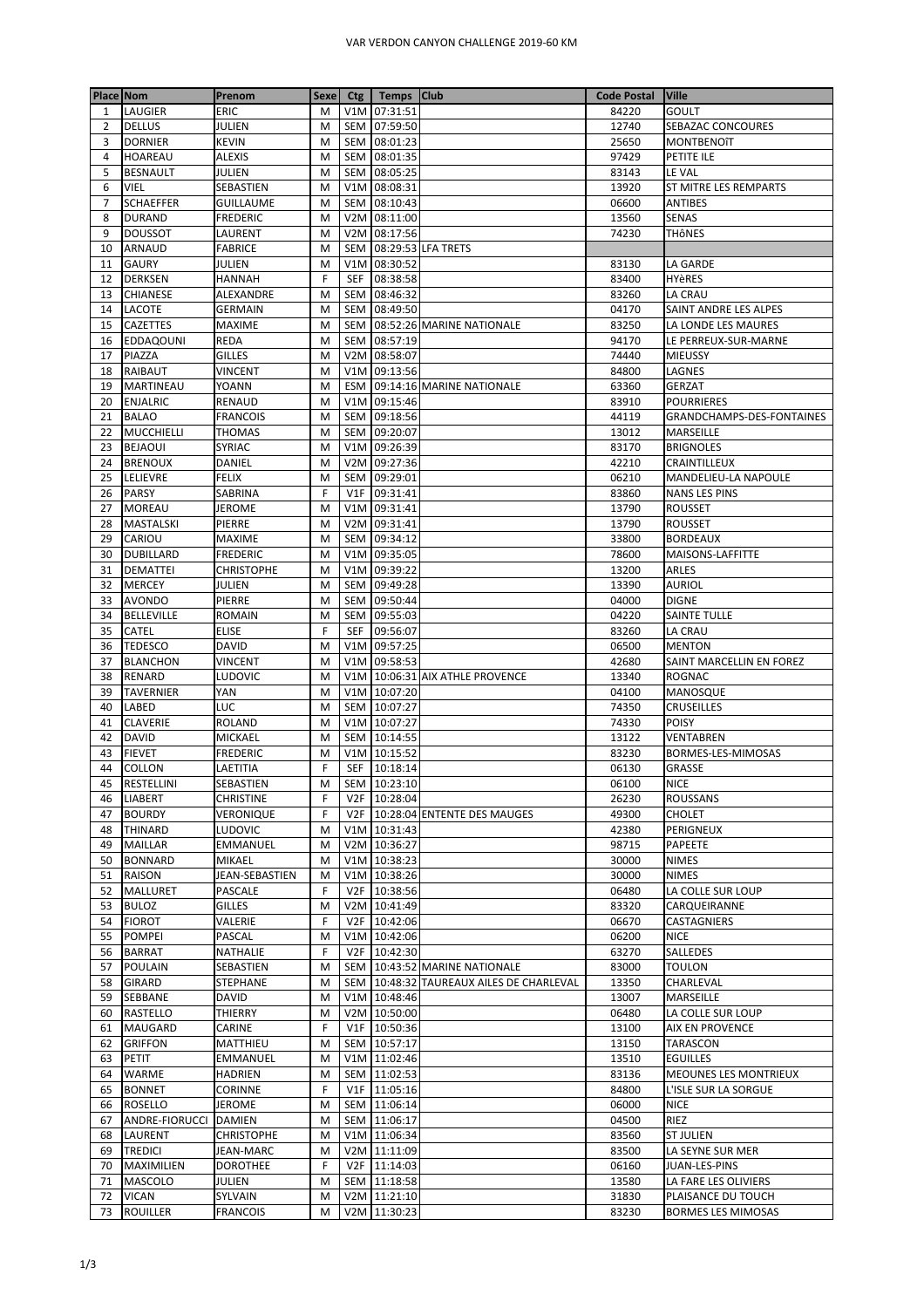# VAR VERDON CANYON CHALLENGE 2019-60 KM

| Place | Nom | Prenom | Sexe | Ctg | Temps | Club | Code Postal | Ville |
|---|---|---|---|---|---|---|---|---|
| 1 | LAUGIER | ERIC | M | V1M | 07:31:51 | | 84220 | GOULT |
| 2 | DELLUS | JULIEN | M | SEM | 07:59:50 | | 12740 | SEBAZAC CONCOURES |
| 3 | DORNIER | KEVIN | M | SEM | 08:01:23 | | 25650 | MONTBENOîT |
| 4 | HOAREAU | ALEXIS | M | SEM | 08:01:35 | | 97429 | PETITE ILE |
| 5 | BESNAULT | JULIEN | M | SEM | 08:05:25 | | 83143 | LE VAL |
| 6 | VIEL | SEBASTIEN | M | V1M | 08:08:31 | | 13920 | ST MITRE LES REMPARTS |
| 7 | SCHAEFFER | GUILLAUME | M | SEM | 08:10:43 | | 06600 | ANTIBES |
| 8 | DURAND | FREDERIC | M | V2M | 08:11:00 | | 13560 | SENAS |
| 9 | DOUSSOT | LAURENT | M | V2M | 08:17:56 | | 74230 | THôNES |
| 10 | ARNAUD | FABRICE | M | SEM | 08:29:53 | LFA TRETS | | |
| 11 | GAURY | JULIEN | M | V1M | 08:30:52 | | 83130 | LA GARDE |
| 12 | DERKSEN | HANNAH | F | SEF | 08:38:58 | | 83400 | HYèRES |
| 13 | CHIANESE | ALEXANDRE | M | SEM | 08:46:32 | | 83260 | LA CRAU |
| 14 | LACOTE | GERMAIN | M | SEM | 08:49:50 | | 04170 | SAINT ANDRE LES ALPES |
| 15 | CAZETTES | MAXIME | M | SEM | 08:52:26 | MARINE NATIONALE | 83250 | LA LONDE LES MAURES |
| 16 | EDDAQOUNI | REDA | M | SEM | 08:57:19 | | 94170 | LE PERREUX-SUR-MARNE |
| 17 | PIAZZA | GILLES | M | V2M | 08:58:07 | | 74440 | MIEUSSY |
| 18 | RAIBAUT | VINCENT | M | V1M | 09:13:56 | | 84800 | LAGNES |
| 19 | MARTINEAU | YOANN | M | ESM | 09:14:16 | MARINE NATIONALE | 63360 | GERZAT |
| 20 | ENJALRIC | RENAUD | M | V1M | 09:15:46 | | 83910 | POURRIERES |
| 21 | BALAO | FRANCOIS | M | SEM | 09:18:56 | | 44119 | GRANDCHAMPS-DES-FONTAINES |
| 22 | MUCCHIELLI | THOMAS | M | SEM | 09:20:07 | | 13012 | MARSEILLE |
| 23 | BEJAOUI | SYRIAC | M | V1M | 09:26:39 | | 83170 | BRIGNOLES |
| 24 | BRENOUX | DANIEL | M | V2M | 09:27:36 | | 42210 | CRAINTILLEUX |
| 25 | LELIEVRE | FELIX | M | SEM | 09:29:01 | | 06210 | MANDELIEU-LA NAPOULE |
| 26 | PARSY | SABRINA | F | V1F | 09:31:41 | | 83860 | NANS LES PINS |
| 27 | MOREAU | JEROME | M | V1M | 09:31:41 | | 13790 | ROUSSET |
| 28 | MASTALSKI | PIERRE | M | V2M | 09:31:41 | | 13790 | ROUSSET |
| 29 | CARIOU | MAXIME | M | SEM | 09:34:12 | | 33800 | BORDEAUX |
| 30 | DUBILLARD | FREDERIC | M | V1M | 09:35:05 | | 78600 | MAISONS-LAFFITTE |
| 31 | DEMATTEI | CHRISTOPHE | M | V1M | 09:39:22 | | 13200 | ARLES |
| 32 | MERCEY | JULIEN | M | SEM | 09:49:28 | | 13390 | AURIOL |
| 33 | AVONDO | PIERRE | M | SEM | 09:50:44 | | 04000 | DIGNE |
| 34 | BELLEVILLE | ROMAIN | M | SEM | 09:55:03 | | 04220 | SAINTE TULLE |
| 35 | CATEL | ELISE | F | SEF | 09:56:07 | | 83260 | LA CRAU |
| 36 | TEDESCO | DAVID | M | V1M | 09:57:25 | | 06500 | MENTON |
| 37 | BLANCHON | VINCENT | M | V1M | 09:58:53 | | 42680 | SAINT MARCELLIN EN FOREZ |
| 38 | RENARD | LUDOVIC | M | V1M | 10:06:31 | AIX ATHLE PROVENCE | 13340 | ROGNAC |
| 39 | TAVERNIER | YAN | M | V1M | 10:07:20 | | 04100 | MANOSQUE |
| 40 | LABED | LUC | M | SEM | 10:07:27 | | 74350 | CRUSEILLES |
| 41 | CLAVERIE | ROLAND | M | V1M | 10:07:27 | | 74330 | POISY |
| 42 | DAVID | MICKAEL | M | SEM | 10:14:55 | | 13122 | VENTABREN |
| 43 | FIEVET | FREDERIC | M | V1M | 10:15:52 | | 83230 | BORMES-LES-MIMOSAS |
| 44 | COLLON | LAETITIA | F | SEF | 10:18:14 | | 06130 | GRASSE |
| 45 | RESTELLINI | SEBASTIEN | M | SEM | 10:23:10 | | 06100 | NICE |
| 46 | LIABERT | CHRISTINE | F | V2F | 10:28:04 | | 26230 | ROUSSANS |
| 47 | BOURDY | VERONIQUE | F | V2F | 10:28:04 | ENTENTE DES MAUGES | 49300 | CHOLET |
| 48 | THINARD | LUDOVIC | M | V1M | 10:31:43 | | 42380 | PERIGNEUX |
| 49 | MAILLAR | EMMANUEL | M | V2M | 10:36:27 | | 98715 | PAPEETE |
| 50 | BONNARD | MIKAEL | M | V1M | 10:38:23 | | 30000 | NIMES |
| 51 | RAISON | JEAN-SEBASTIEN | M | V1M | 10:38:26 | | 30000 | NIMES |
| 52 | MALLURET | PASCALE | F | V2F | 10:38:56 | | 06480 | LA COLLE SUR LOUP |
| 53 | BULOZ | GILLES | M | V2M | 10:41:49 | | 83320 | CARQUEIRANNE |
| 54 | FIOROT | VALERIE | F | V2F | 10:42:06 | | 06670 | CASTAGNIERS |
| 55 | POMPEI | PASCAL | M | V1M | 10:42:06 | | 06200 | NICE |
| 56 | BARRAT | NATHALIE | F | V2F | 10:42:30 | | 63270 | SALLEDES |
| 57 | POULAIN | SEBASTIEN | M | SEM | 10:43:52 | MARINE NATIONALE | 83000 | TOULON |
| 58 | GIRARD | STEPHANE | M | SEM | 10:48:32 | TAUREAUX AILES DE CHARLEVAL | 13350 | CHARLEVAL |
| 59 | SEBBANE | DAVID | M | V1M | 10:48:46 | | 13007 | MARSEILLE |
| 60 | RASTELLO | THIERRY | M | V2M | 10:50:00 | | 06480 | LA COLLE SUR LOUP |
| 61 | MAUGARD | CARINE | F | V1F | 10:50:36 | | 13100 | AIX EN PROVENCE |
| 62 | GRIFFON | MATTHIEU | M | SEM | 10:57:17 | | 13150 | TARASCON |
| 63 | PETIT | EMMANUEL | M | V1M | 11:02:46 | | 13510 | EGUILLES |
| 64 | WARME | HADRIEN | M | SEM | 11:02:53 | | 83136 | MEOUNES LES MONTRIEUX |
| 65 | BONNET | CORINNE | F | V1F | 11:05:16 | | 84800 | L'ISLE SUR LA SORGUE |
| 66 | ROSELLO | JEROME | M | SEM | 11:06:14 | | 06000 | NICE |
| 67 | ANDRE-FIORUCCI | DAMIEN | M | SEM | 11:06:17 | | 04500 | RIEZ |
| 68 | LAURENT | CHRISTOPHE | M | V1M | 11:06:34 | | 83560 | ST JULIEN |
| 69 | TREDICI | JEAN-MARC | M | V2M | 11:11:09 | | 83500 | LA SEYNE SUR MER |
| 70 | MAXIMILIEN | DOROTHEE | F | V2F | 11:14:03 | | 06160 | JUAN-LES-PINS |
| 71 | MASCOLO | JULIEN | M | SEM | 11:18:58 | | 13580 | LA FARE LES OLIVIERS |
| 72 | VICAN | SYLVAIN | M | V2M | 11:21:10 | | 31830 | PLAISANCE DU TOUCH |
| 73 | ROUILLER | FRANCOIS | M | V2M | 11:30:23 | | 83230 | BORMES LES MIMOSAS |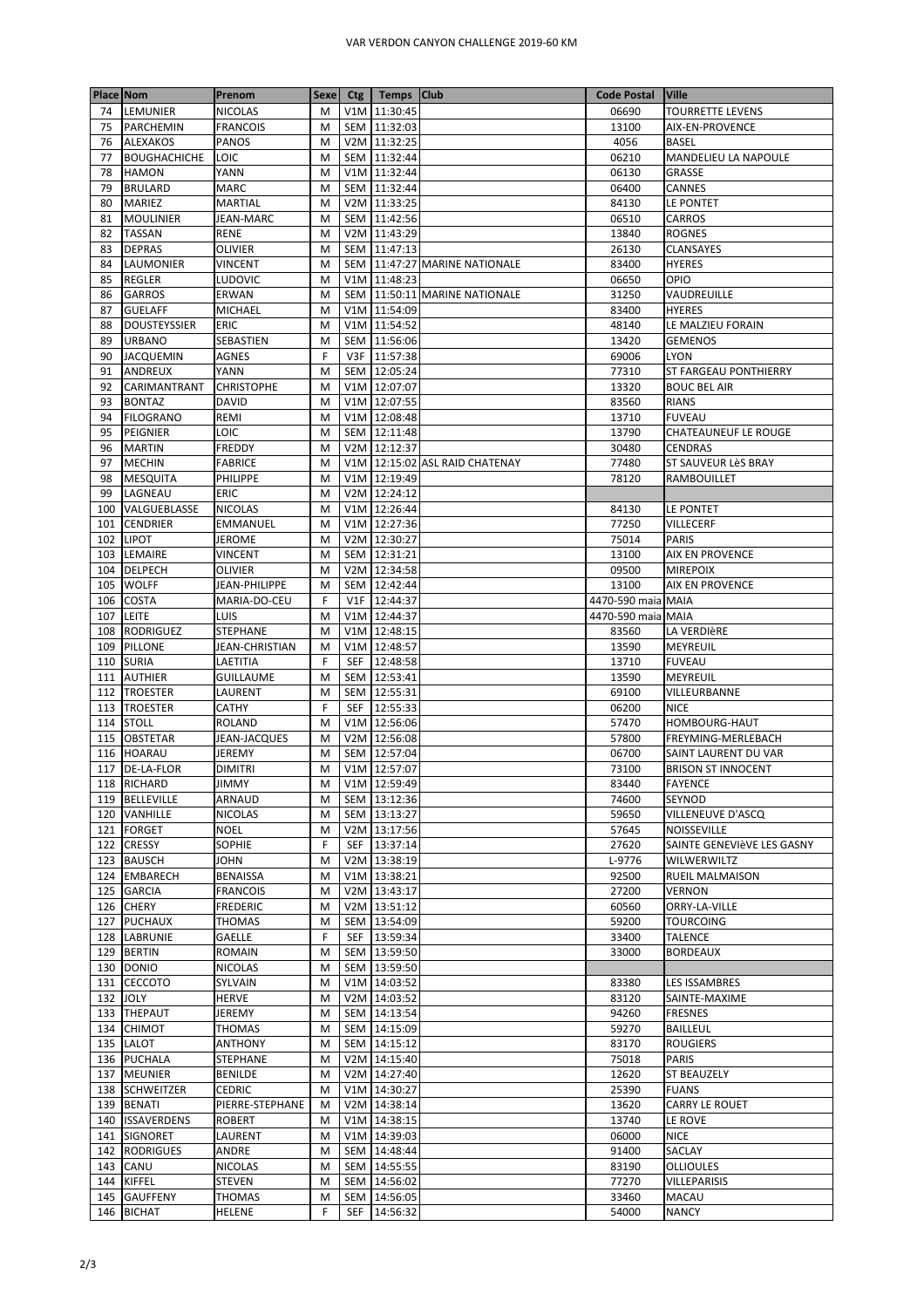# VAR VERDON CANYON CHALLENGE 2019-60 KM

| Place | Nom | Prenom | Sexe | Ctg | Temps | Club | Code Postal | Ville |
|---|---|---|---|---|---|---|---|---|
| 74 | LEMUNIER | NICOLAS | M | V1M | 11:30:45 | | 06690 | TOURRETTE LEVENS |
| 75 | PARCHEMIN | FRANCOIS | M | SEM | 11:32:03 | | 13100 | AIX-EN-PROVENCE |
| 76 | ALEXAKOS | PANOS | M | V2M | 11:32:25 | | 4056 | BASEL |
| 77 | BOUGHACHICHE | LOIC | M | SEM | 11:32:44 | | 06210 | MANDELIEU LA NAPOULE |
| 78 | HAMON | YANN | M | V1M | 11:32:44 | | 06130 | GRASSE |
| 79 | BRULARD | MARC | M | SEM | 11:32:44 | | 06400 | CANNES |
| 80 | MARIEZ | MARTIAL | M | V2M | 11:33:25 | | 84130 | LE PONTET |
| 81 | MOULINIER | JEAN-MARC | M | SEM | 11:42:56 | | 06510 | CARROS |
| 82 | TASSAN | RENE | M | V2M | 11:43:29 | | 13840 | ROGNES |
| 83 | DEPRAS | OLIVIER | M | SEM | 11:47:13 | | 26130 | CLANSAYES |
| 84 | LAUMONIER | VINCENT | M | SEM | 11:47:27 | MARINE NATIONALE | 83400 | HYERES |
| 85 | REGLER | LUDOVIC | M | V1M | 11:48:23 | | 06650 | OPIO |
| 86 | GARROS | ERWAN | M | SEM | 11:50:11 | MARINE NATIONALE | 31250 | VAUDREUILLE |
| 87 | GUELAFF | MICHAEL | M | V1M | 11:54:09 | | 83400 | HYERES |
| 88 | DOUSTEYSSIER | ERIC | M | V1M | 11:54:52 | | 48140 | LE MALZIEU FORAIN |
| 89 | URBANO | SEBASTIEN | M | SEM | 11:56:06 | | 13420 | GEMENOS |
| 90 | JACQUEMIN | AGNES | F | V3F | 11:57:38 | | 69006 | LYON |
| 91 | ANDREUX | YANN | M | SEM | 12:05:24 | | 77310 | ST FARGEAU PONTHIERRY |
| 92 | CARIMANTRANT | CHRISTOPHE | M | V1M | 12:07:07 | | 13320 | BOUC BEL AIR |
| 93 | BONTAZ | DAVID | M | V1M | 12:07:55 | | 83560 | RIANS |
| 94 | FILOGRANO | REMI | M | V1M | 12:08:48 | | 13710 | FUVEAU |
| 95 | PEIGNIER | LOIC | M | SEM | 12:11:48 | | 13790 | CHATEAUNEUF LE ROUGE |
| 96 | MARTIN | FREDDY | M | V2M | 12:12:37 | | 30480 | CENDRAS |
| 97 | MECHIN | FABRICE | M | V1M | 12:15:02 | ASL RAID CHATENAY | 77480 | ST SAUVEUR LèS BRAY |
| 98 | MESQUITA | PHILIPPE | M | V1M | 12:19:49 | | 78120 | RAMBOUILLET |
| 99 | LAGNEAU | ERIC | M | V2M | 12:24:12 | | | |
| 100 | VALGUEBLASSE | NICOLAS | M | V1M | 12:26:44 | | 84130 | LE PONTET |
| 101 | CENDRIER | EMMANUEL | M | V1M | 12:27:36 | | 77250 | VILLECERF |
| 102 | LIPOT | JEROME | M | V2M | 12:30:27 | | 75014 | PARIS |
| 103 | LEMAIRE | VINCENT | M | SEM | 12:31:21 | | 13100 | AIX EN PROVENCE |
| 104 | DELPECH | OLIVIER | M | V2M | 12:34:58 | | 09500 | MIREPOIX |
| 105 | WOLFF | JEAN-PHILIPPE | M | SEM | 12:42:44 | | 13100 | AIX EN PROVENCE |
| 106 | COSTA | MARIA-DO-CEU | F | V1F | 12:44:37 | | 4470-590 maia | MAIA |
| 107 | LEITE | LUIS | M | V1M | 12:44:37 | | 4470-590 maia | MAIA |
| 108 | RODRIGUEZ | STEPHANE | M | V1M | 12:48:15 | | 83560 | LA VERDIèRE |
| 109 | PILLONE | JEAN-CHRISTIAN | M | V1M | 12:48:57 | | 13590 | MEYREUIL |
| 110 | SURIA | LAETITIA | F | SEF | 12:48:58 | | 13710 | FUVEAU |
| 111 | AUTHIER | GUILLAUME | M | SEM | 12:53:41 | | 13590 | MEYREUIL |
| 112 | TROESTER | LAURENT | M | SEM | 12:55:31 | | 69100 | VILLEURBANNE |
| 113 | TROESTER | CATHY | F | SEF | 12:55:33 | | 06200 | NICE |
| 114 | STOLL | ROLAND | M | V1M | 12:56:06 | | 57470 | HOMBOURG-HAUT |
| 115 | OBSTETAR | JEAN-JACQUES | M | V2M | 12:56:08 | | 57800 | FREYMING-MERLEBACH |
| 116 | HOARAU | JEREMY | M | SEM | 12:57:04 | | 06700 | SAINT LAURENT DU VAR |
| 117 | DE-LA-FLOR | DIMITRI | M | V1M | 12:57:07 | | 73100 | BRISON ST INNOCENT |
| 118 | RICHARD | JIMMY | M | V1M | 12:59:49 | | 83440 | FAYENCE |
| 119 | BELLEVILLE | ARNAUD | M | SEM | 13:12:36 | | 74600 | SEYNOD |
| 120 | VANHILLE | NICOLAS | M | SEM | 13:13:27 | | 59650 | VILLENEUVE D'ASCQ |
| 121 | FORGET | NOEL | M | V2M | 13:17:56 | | 57645 | NOISSEVILLE |
| 122 | CRESSY | SOPHIE | F | SEF | 13:37:14 | | 27620 | SAINTE GENEVIèVE LES GASNY |
| 123 | BAUSCH | JOHN | M | V2M | 13:38:19 | | L-9776 | WILWERWILTZ |
| 124 | EMBARECH | BENAISSA | M | V1M | 13:38:21 | | 92500 | RUEIL MALMAISON |
| 125 | GARCIA | FRANCOIS | M | V2M | 13:43:17 | | 27200 | VERNON |
| 126 | CHERY | FREDERIC | M | V2M | 13:51:12 | | 60560 | ORRY-LA-VILLE |
| 127 | PUCHAUX | THOMAS | M | SEM | 13:54:09 | | 59200 | TOURCOING |
| 128 | LABRUNIE | GAELLE | F | SEF | 13:59:34 | | 33400 | TALENCE |
| 129 | BERTIN | ROMAIN | M | SEM | 13:59:50 | | 33000 | BORDEAUX |
| 130 | DONIO | NICOLAS | M | SEM | 13:59:50 | | | |
| 131 | CECCOTO | SYLVAIN | M | V1M | 14:03:52 | | 83380 | LES ISSAMBRES |
| 132 | JOLY | HERVE | M | V2M | 14:03:52 | | 83120 | SAINTE-MAXIME |
| 133 | THEPAUT | JEREMY | M | SEM | 14:13:54 | | 94260 | FRESNES |
| 134 | CHIMOT | THOMAS | M | SEM | 14:15:09 | | 59270 | BAILLEUL |
| 135 | LALOT | ANTHONY | M | SEM | 14:15:12 | | 83170 | ROUGIERS |
| 136 | PUCHALA | STEPHANE | M | V2M | 14:15:40 | | 75018 | PARIS |
| 137 | MEUNIER | BENILDE | M | V2M | 14:27:40 | | 12620 | ST BEAUZELY |
| 138 | SCHWEITZER | CEDRIC | M | V1M | 14:30:27 | | 25390 | FUANS |
| 139 | BENATI | PIERRE-STEPHANE | M | V2M | 14:38:14 | | 13620 | CARRY LE ROUET |
| 140 | ISSAVERDENS | ROBERT | M | V1M | 14:38:15 | | 13740 | LE ROVE |
| 141 | SIGNORET | LAURENT | M | V1M | 14:39:03 | | 06000 | NICE |
| 142 | RODRIGUES | ANDRE | M | SEM | 14:48:44 | | 91400 | SACLAY |
| 143 | CANU | NICOLAS | M | SEM | 14:55:55 | | 83190 | OLLIOULES |
| 144 | KIFFEL | STEVEN | M | SEM | 14:56:02 | | 77270 | VILLEPARISIS |
| 145 | GAUFFENY | THOMAS | M | SEM | 14:56:05 | | 33460 | MACAU |
| 146 | BICHAT | HELENE | F | SEF | 14:56:32 | | 54000 | NANCY |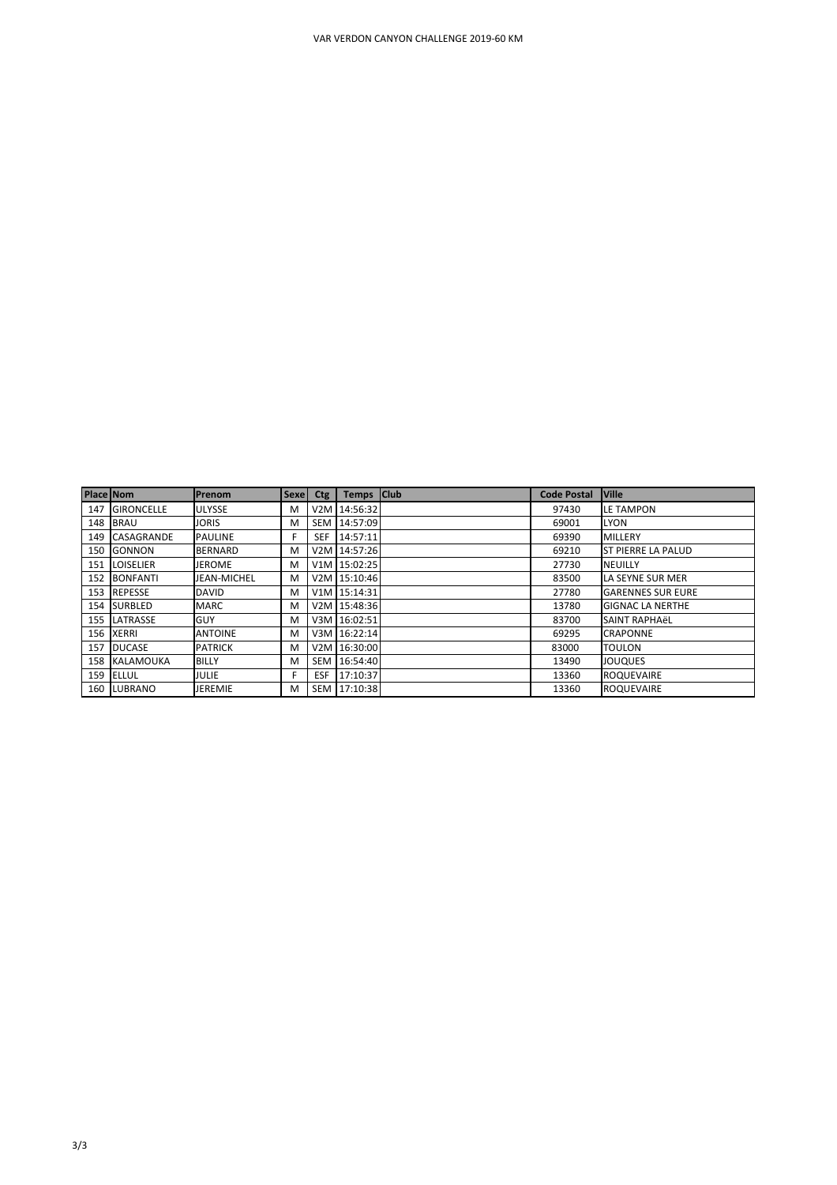| Place | Nom | Prenom | Sexe | Ctg | Temps | Club | Code Postal | Ville |
|---|---|---|---|---|---|---|---|---|
| 147 | GIRONCELLE | ULYSSE | M | V2M | 14:56:32 | | 97430 | LE TAMPON |
| 148 | BRAU | JORIS | M | SEM | 14:57:09 | | 69001 | LYON |
| 149 | CASAGRANDE | PAULINE | F | SEF | 14:57:11 | | 69390 | MILLERY |
| 150 | GONNON | BERNARD | M | V2M | 14:57:26 | | 69210 | ST PIERRE LA PALUD |
| 151 | LOISELIER | JEROME | M | V1M | 15:02:25 | | 27730 | NEUILLY |
| 152 | BONFANTI | JEAN-MICHEL | M | V2M | 15:10:46 | | 83500 | LA SEYNE SUR MER |
| 153 | REPESSE | DAVID | M | V1M | 15:14:31 | | 27780 | GARENNES SUR EURE |
| 154 | SURBLED | MARC | M | V2M | 15:48:36 | | 13780 | GIGNAC LA NERTHE |
| 155 | LATRASSE | GUY | M | V3M | 16:02:51 | | 83700 | SAINT RAPHAëL |
| 156 | XERRI | ANTOINE | M | V3M | 16:22:14 | | 69295 | CRAPONNE |
| 157 | DUCASE | PATRICK | M | V2M | 16:30:00 | | 83000 | TOULON |
| 158 | KALAMOUKA | BILLY | M | SEM | 16:54:40 | | 13490 | JOUQUES |
| 159 | ELLUL | JULIE | F | ESF | 17:10:37 | | 13360 | ROQUEVAIRE |
| 160 | LUBRANO | JEREMIE | M | SEM | 17:10:38 | | 13360 | ROQUEVAIRE |